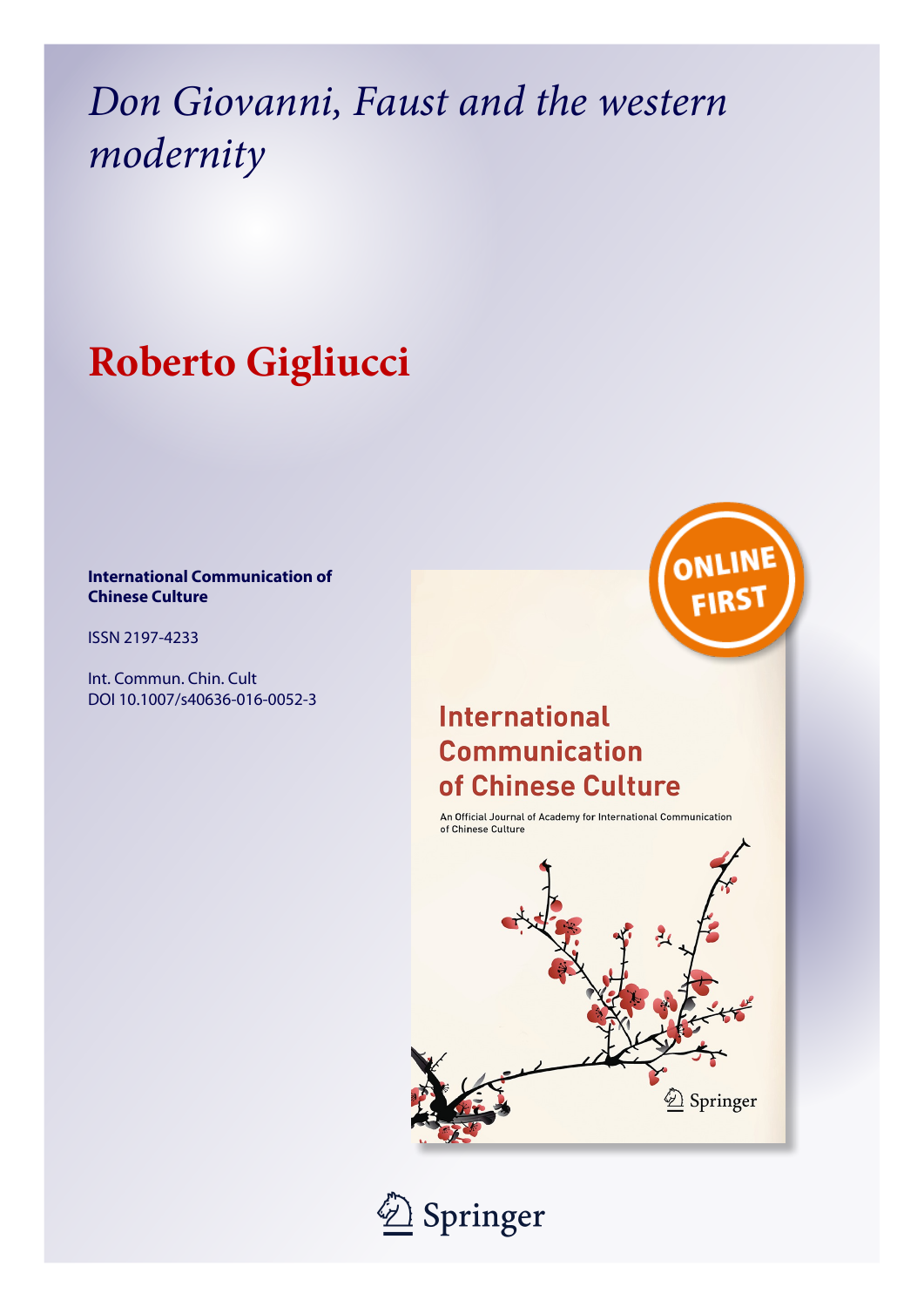# *Don Giovanni, Faust and the western modernity*

## Roberto Gigliucci

**International Communication of Chinese Culture**

ISSN 2197-4233

Int. Commun. Chin. Cult
DOI 10.1007/s40636-016-0052-3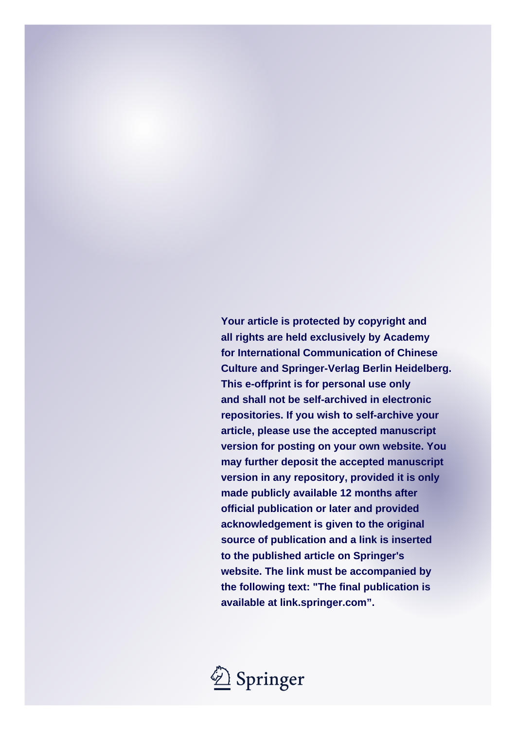**Your article is protected by copyright and all rights are held exclusively by Academy for International Communication of Chinese Culture and Springer-Verlag Berlin Heidelberg. This e-offprint is for personal use only and shall not be self-archived in electronic repositories. If you wish to self-archive your article, please use the accepted manuscript version for posting on your own website. You may further deposit the accepted manuscript version in any repository, provided it is only made publicly available 12 months after official publication or later and provided acknowledgement is given to the original source of publication and a link is inserted to the published article on Springer's website. The link must be accompanied by the following text: "The final publication is available at link.springer.com".**

Springer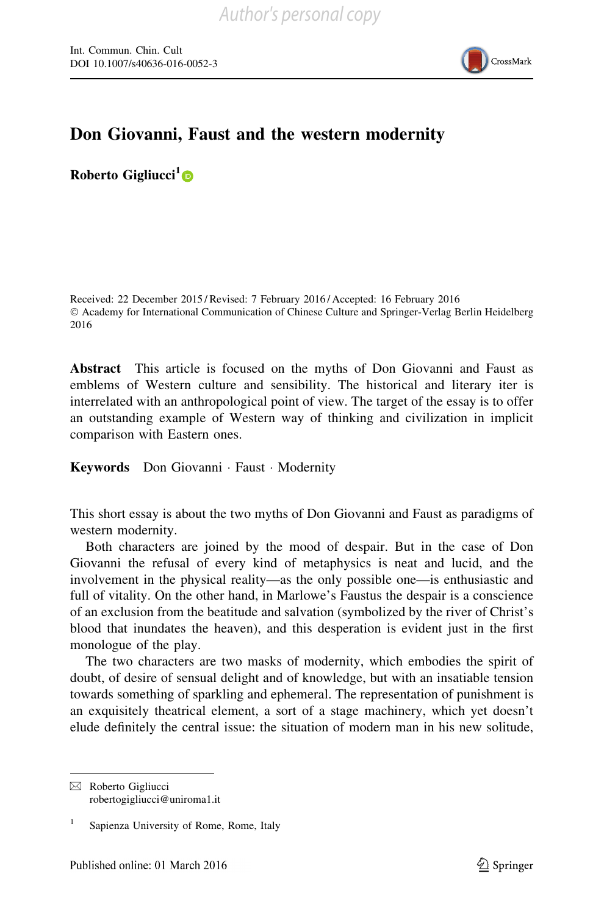# Don Giovanni, Faust and the western modernity

**Roberto Gigliucci**[1]

Received: 22 December 2015 / Revised: 7 February 2016 / Accepted: 16 February 2016
© Academy for International Communication of Chinese Culture and Springer-Verlag Berlin Heidelberg 2016

**Abstract** This article is focused on the myths of Don Giovanni and Faust as emblems of Western culture and sensibility. The historical and literary iter is interrelated with an anthropological point of view. The target of the essay is to offer an outstanding example of Western way of thinking and civilization in implicit comparison with Eastern ones.

**Keywords** Don Giovanni · Faust · Modernity

This short essay is about the two myths of Don Giovanni and Faust as paradigms of western modernity.

Both characters are joined by the mood of despair. But in the case of Don Giovanni the refusal of every kind of metaphysics is neat and lucid, and the involvement in the physical reality—as the only possible one—is enthusiastic and full of vitality. On the other hand, in Marlowe's Faustus the despair is a conscience of an exclusion from the beatitude and salvation (symbolized by the river of Christ's blood that inundates the heaven), and this desperation is evident just in the first monologue of the play.

The two characters are two masks of modernity, which embodies the spirit of doubt, of desire of sensual delight and of knowledge, but with an insatiable tension towards something of sparkling and ephemeral. The representation of punishment is an exquisitely theatrical element, a sort of a stage machinery, which yet doesn't elude definitely the central issue: the situation of modern man in his new solitude,

✉ Roberto Gigliucci
robertogigliucci@uniroma1.it

[1] Sapienza University of Rome, Rome, Italy

Published online: 01 March 2016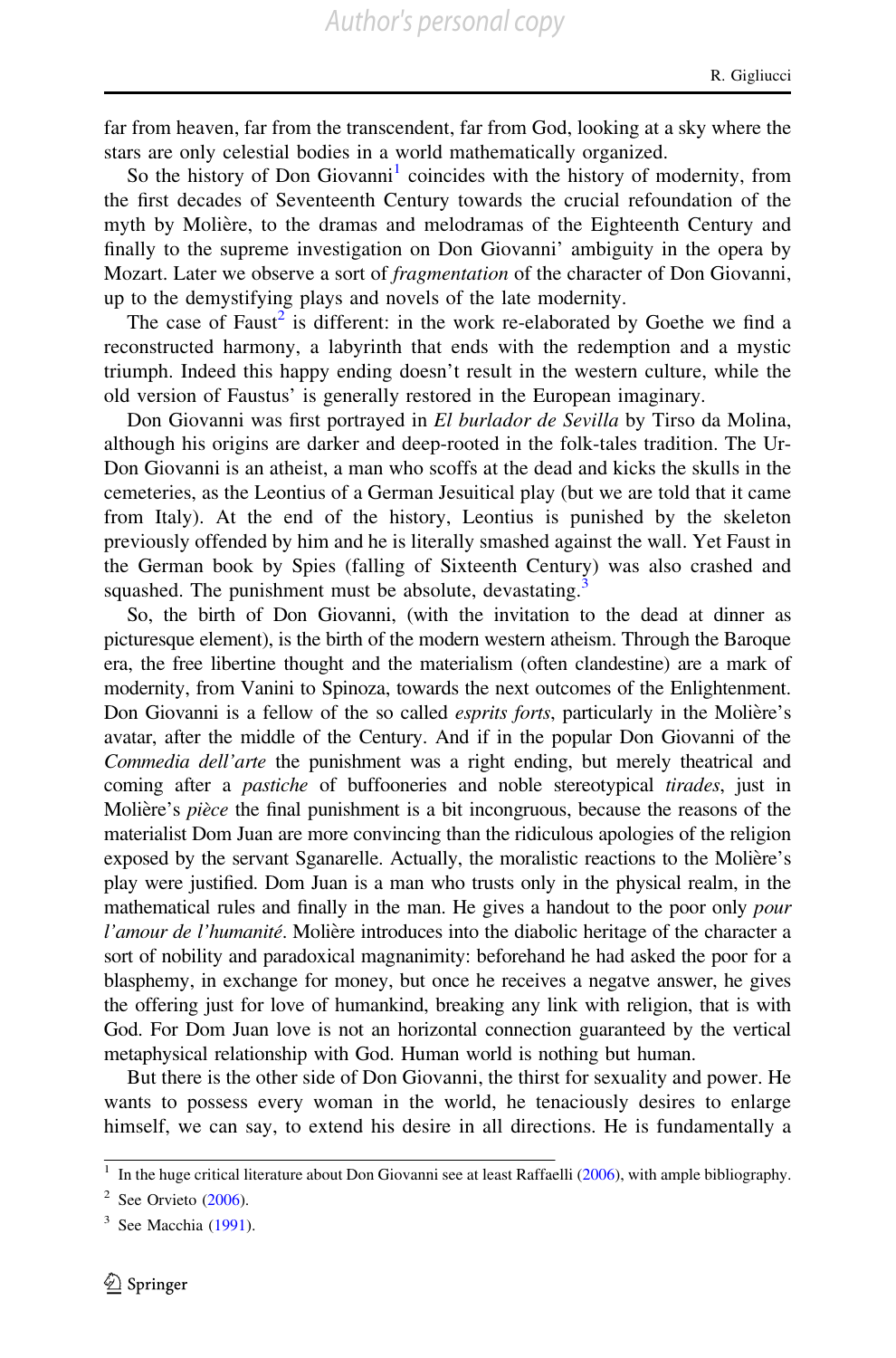far from heaven, far from the transcendent, far from God, looking at a sky where the stars are only celestial bodies in a world mathematically organized.

So the history of Don Giovanni[1] coincides with the history of modernity, from the first decades of Seventeenth Century towards the crucial refoundation of the myth by Molière, to the dramas and melodramas of the Eighteenth Century and finally to the supreme investigation on Don Giovanni' ambiguity in the opera by Mozart. Later we observe a sort of *fragmentation* of the character of Don Giovanni, up to the demystifying plays and novels of the late modernity.

The case of Faust[2] is different: in the work re-elaborated by Goethe we find a reconstructed harmony, a labyrinth that ends with the redemption and a mystic triumph. Indeed this happy ending doesn't result in the western culture, while the old version of Faustus' is generally restored in the European imaginary.

Don Giovanni was first portrayed in *El burlador de Sevilla* by Tirso da Molina, although his origins are darker and deep-rooted in the folk-tales tradition. The Ur-Don Giovanni is an atheist, a man who scoffs at the dead and kicks the skulls in the cemeteries, as the Leontius of a German Jesuitical play (but we are told that it came from Italy). At the end of the history, Leontius is punished by the skeleton previously offended by him and he is literally smashed against the wall. Yet Faust in the German book by Spies (falling of Sixteenth Century) was also crashed and squashed. The punishment must be absolute, devastating.[3]

So, the birth of Don Giovanni, (with the invitation to the dead at dinner as picturesque element), is the birth of the modern western atheism. Through the Baroque era, the free libertine thought and the materialism (often clandestine) are a mark of modernity, from Vanini to Spinoza, towards the next outcomes of the Enlightenment. Don Giovanni is a fellow of the so called *esprits forts*, particularly in the Molière's avatar, after the middle of the Century. And if in the popular Don Giovanni of the *Commedia dell'arte* the punishment was a right ending, but merely theatrical and coming after a *pastiche* of buffooneries and noble stereotypical *tirades*, just in Molière's *pièce* the final punishment is a bit incongruous, because the reasons of the materialist Dom Juan are more convincing than the ridiculous apologies of the religion exposed by the servant Sganarelle. Actually, the moralistic reactions to the Molière's play were justified. Dom Juan is a man who trusts only in the physical realm, in the mathematical rules and finally in the man. He gives a handout to the poor only *pour l'amour de l'humanité*. Molière introduces into the diabolic heritage of the character a sort of nobility and paradoxical magnanimity: beforehand he had asked the poor for a blasphemy, in exchange for money, but once he receives a negatve answer, he gives the offering just for love of humankind, breaking any link with religion, that is with God. For Dom Juan love is not an horizontal connection guaranteed by the vertical metaphysical relationship with God. Human world is nothing but human.

But there is the other side of Don Giovanni, the thirst for sexuality and power. He wants to possess every woman in the world, he tenaciously desires to enlarge himself, we can say, to extend his desire in all directions. He is fundamentally a

---

[1] In the huge critical literature about Don Giovanni see at least Raffaelli (2006), with ample bibliography.

[2] See Orvieto (2006).

[3] See Macchia (1991).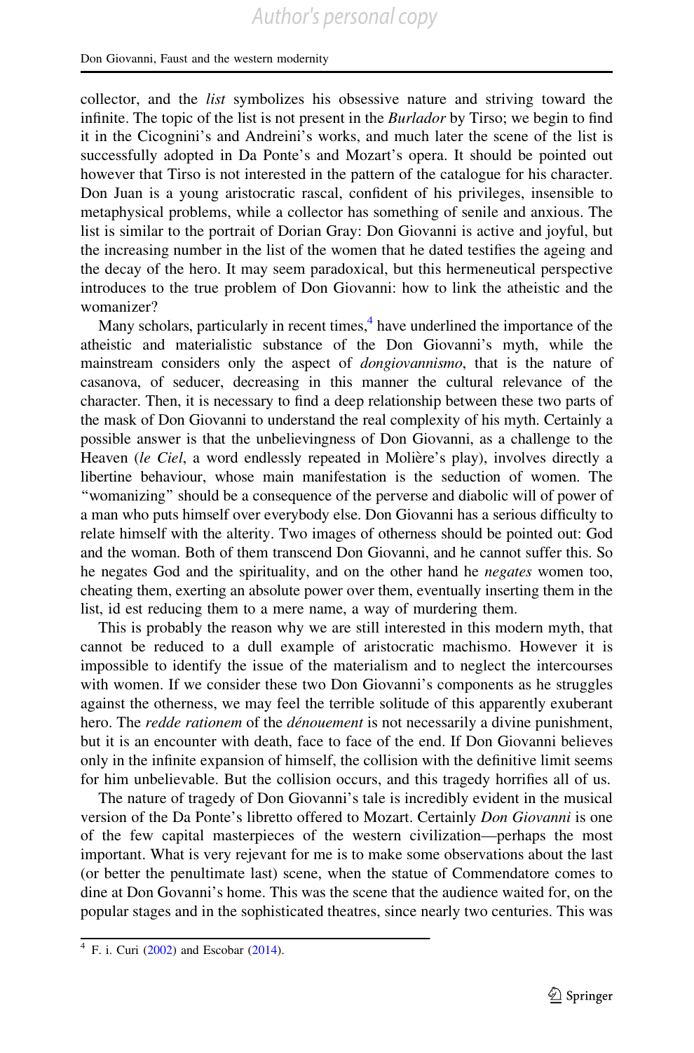collector, and the *list* symbolizes his obsessive nature and striving toward the infinite. The topic of the list is not present in the *Burlador* by Tirso; we begin to find it in the Cicognini's and Andreini's works, and much later the scene of the list is successfully adopted in Da Ponte's and Mozart's opera. It should be pointed out however that Tirso is not interested in the pattern of the catalogue for his character. Don Juan is a young aristocratic rascal, confident of his privileges, insensible to metaphysical problems, while a collector has something of senile and anxious. The list is similar to the portrait of Dorian Gray: Don Giovanni is active and joyful, but the increasing number in the list of the women that he dated testifies the ageing and the decay of the hero. It may seem paradoxical, but this hermeneutical perspective introduces to the true problem of Don Giovanni: how to link the atheistic and the womanizer?

Many scholars, particularly in recent times,[4] have underlined the importance of the atheistic and materialistic substance of the Don Giovanni's myth, while the mainstream considers only the aspect of *dongiovannismo*, that is the nature of casanova, of seducer, decreasing in this manner the cultural relevance of the character. Then, it is necessary to find a deep relationship between these two parts of the mask of Don Giovanni to understand the real complexity of his myth. Certainly a possible answer is that the unbelievingness of Don Giovanni, as a challenge to the Heaven (*le Ciel*, a word endlessly repeated in Molière's play), involves directly a libertine behaviour, whose main manifestation is the seduction of women. The "womanizing" should be a consequence of the perverse and diabolic will of power of a man who puts himself over everybody else. Don Giovanni has a serious difficulty to relate himself with the alterity. Two images of otherness should be pointed out: God and the woman. Both of them transcend Don Giovanni, and he cannot suffer this. So he negates God and the spirituality, and on the other hand he *negates* women too, cheating them, exerting an absolute power over them, eventually inserting them in the list, id est reducing them to a mere name, a way of murdering them.

This is probably the reason why we are still interested in this modern myth, that cannot be reduced to a dull example of aristocratic machismo. However it is impossible to identify the issue of the materialism and to neglect the intercourses with women. If we consider these two Don Giovanni's components as he struggles against the otherness, we may feel the terrible solitude of this apparently exuberant hero. The *redde rationem* of the *dénouement* is not necessarily a divine punishment, but it is an encounter with death, face to face of the end. If Don Giovanni believes only in the infinite expansion of himself, the collision with the definitive limit seems for him unbelievable. But the collision occurs, and this tragedy horrifies all of us.

The nature of tragedy of Don Giovanni's tale is incredibly evident in the musical version of the Da Ponte's libretto offered to Mozart. Certainly *Don Giovanni* is one of the few capital masterpieces of the western civilization—perhaps the most important. What is very rejevant for me is to make some observations about the last (or better the penultimate last) scene, when the statue of Commendatore comes to dine at Don Govanni's home. This was the scene that the audience waited for, on the popular stages and in the sophisticated theatres, since nearly two centuries. This was

[4] F. i. Curi (2002) and Escobar (2014).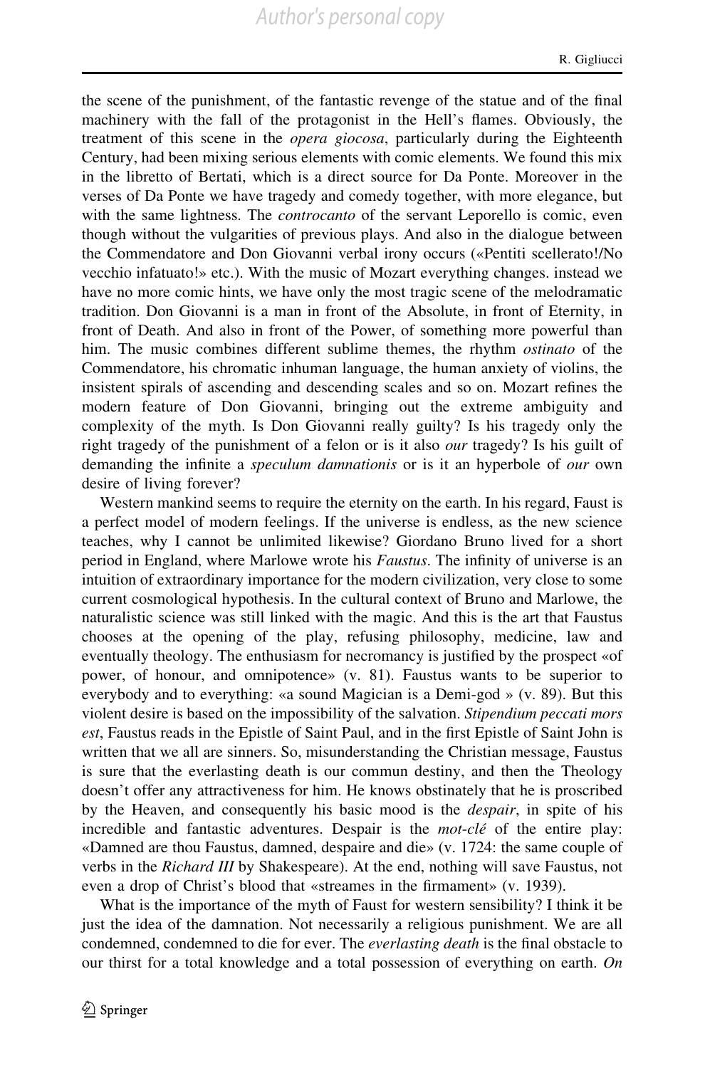the scene of the punishment, of the fantastic revenge of the statue and of the final machinery with the fall of the protagonist in the Hell's flames. Obviously, the treatment of this scene in the *opera giocosa*, particularly during the Eighteenth Century, had been mixing serious elements with comic elements. We found this mix in the libretto of Bertati, which is a direct source for Da Ponte. Moreover in the verses of Da Ponte we have tragedy and comedy together, with more elegance, but with the same lightness. The *controcanto* of the servant Leporello is comic, even though without the vulgarities of previous plays. And also in the dialogue between the Commendatore and Don Giovanni verbal irony occurs («Pentiti scellerato!/No vecchio infatuato!» etc.). With the music of Mozart everything changes. instead we have no more comic hints, we have only the most tragic scene of the melodramatic tradition. Don Giovanni is a man in front of the Absolute, in front of Eternity, in front of Death. And also in front of the Power, of something more powerful than him. The music combines different sublime themes, the rhythm *ostinato* of the Commendatore, his chromatic inhuman language, the human anxiety of violins, the insistent spirals of ascending and descending scales and so on. Mozart refines the modern feature of Don Giovanni, bringing out the extreme ambiguity and complexity of the myth. Is Don Giovanni really guilty? Is his tragedy only the right tragedy of the punishment of a felon or is it also *our* tragedy? Is his guilt of demanding the infinite a *speculum damnationis* or is it an hyperbole of *our* own desire of living forever?

Western mankind seems to require the eternity on the earth. In his regard, Faust is a perfect model of modern feelings. If the universe is endless, as the new science teaches, why I cannot be unlimited likewise? Giordano Bruno lived for a short period in England, where Marlowe wrote his *Faustus*. The infinity of universe is an intuition of extraordinary importance for the modern civilization, very close to some current cosmological hypothesis. In the cultural context of Bruno and Marlowe, the naturalistic science was still linked with the magic. And this is the art that Faustus chooses at the opening of the play, refusing philosophy, medicine, law and eventually theology. The enthusiasm for necromancy is justified by the prospect «of power, of honour, and omnipotence» (v. 81). Faustus wants to be superior to everybody and to everything: «a sound Magician is a Demi-god » (v. 89). But this violent desire is based on the impossibility of the salvation. *Stipendium peccati mors est*, Faustus reads in the Epistle of Saint Paul, and in the first Epistle of Saint John is written that we all are sinners. So, misunderstanding the Christian message, Faustus is sure that the everlasting death is our commun destiny, and then the Theology doesn't offer any attractiveness for him. He knows obstinately that he is proscribed by the Heaven, and consequently his basic mood is the *despair*, in spite of his incredible and fantastic adventures. Despair is the *mot-clé* of the entire play: «Damned are thou Faustus, damned, despaire and die» (v. 1724: the same couple of verbs in the *Richard III* by Shakespeare). At the end, nothing will save Faustus, not even a drop of Christ's blood that «streames in the firmament» (v. 1939).

What is the importance of the myth of Faust for western sensibility? I think it be just the idea of the damnation. Not necessarily a religious punishment. We are all condemned, condemned to die for ever. The *everlasting death* is the final obstacle to our thirst for a total knowledge and a total possession of everything on earth. *On*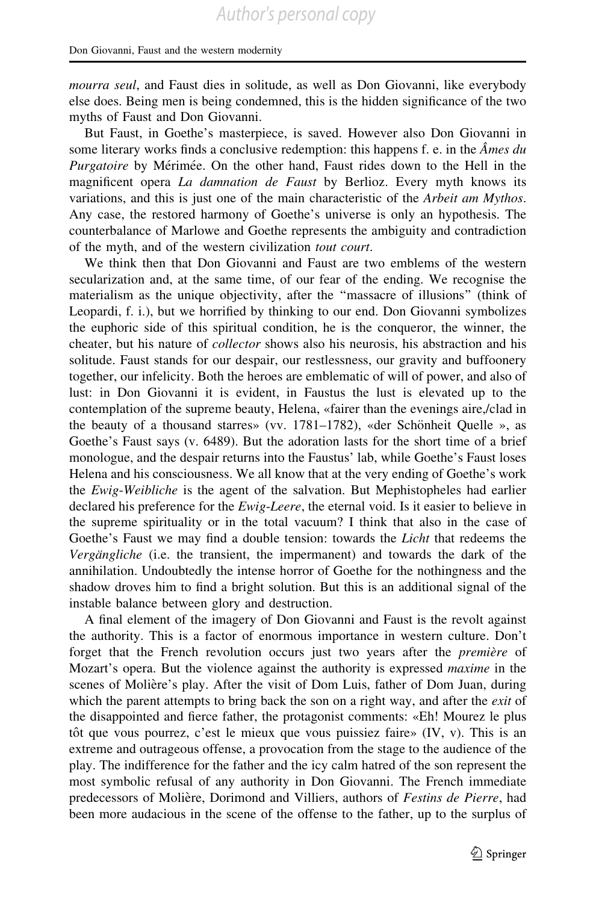*mourra seul*, and Faust dies in solitude, as well as Don Giovanni, like everybody else does. Being men is being condemned, this is the hidden significance of the two myths of Faust and Don Giovanni.

But Faust, in Goethe's masterpiece, is saved. However also Don Giovanni in some literary works finds a conclusive redemption: this happens f. e. in the *Âmes du Purgatoire* by Mérimée. On the other hand, Faust rides down to the Hell in the magnificent opera *La damnation de Faust* by Berlioz. Every myth knows its variations, and this is just one of the main characteristic of the *Arbeit am Mythos*. Any case, the restored harmony of Goethe's universe is only an hypothesis. The counterbalance of Marlowe and Goethe represents the ambiguity and contradiction of the myth, and of the western civilization *tout court*.

We think then that Don Giovanni and Faust are two emblems of the western secularization and, at the same time, of our fear of the ending. We recognise the materialism as the unique objectivity, after the "massacre of illusions" (think of Leopardi, f. i.), but we horrified by thinking to our end. Don Giovanni symbolizes the euphoric side of this spiritual condition, he is the conqueror, the winner, the cheater, but his nature of *collector* shows also his neurosis, his abstraction and his solitude. Faust stands for our despair, our restlessness, our gravity and buffoonery together, our infelicity. Both the heroes are emblematic of will of power, and also of lust: in Don Giovanni it is evident, in Faustus the lust is elevated up to the contemplation of the supreme beauty, Helena, «fairer than the evenings aire,/clad in the beauty of a thousand starres» (vv. 1781–1782), «der Schönheit Quelle », as Goethe's Faust says (v. 6489). But the adoration lasts for the short time of a brief monologue, and the despair returns into the Faustus' lab, while Goethe's Faust loses Helena and his consciousness. We all know that at the very ending of Goethe's work the *Ewig-Weibliche* is the agent of the salvation. But Mephistopheles had earlier declared his preference for the *Ewig-Leere*, the eternal void. Is it easier to believe in the supreme spirituality or in the total vacuum? I think that also in the case of Goethe's Faust we may find a double tension: towards the *Licht* that redeems the *Vergängliche* (i.e. the transient, the impermanent) and towards the dark of the annihilation. Undoubtedly the intense horror of Goethe for the nothingness and the shadow droves him to find a bright solution. But this is an additional signal of the instable balance between glory and destruction.

A final element of the imagery of Don Giovanni and Faust is the revolt against the authority. This is a factor of enormous importance in western culture. Don't forget that the French revolution occurs just two years after the *première* of Mozart's opera. But the violence against the authority is expressed *maxime* in the scenes of Molière's play. After the visit of Dom Luis, father of Dom Juan, during which the parent attempts to bring back the son on a right way, and after the *exit* of the disappointed and fierce father, the protagonist comments: «Eh! Mourez le plus tôt que vous pourrez, c'est le mieux que vous puissiez faire» (IV, v). This is an extreme and outrageous offense, a provocation from the stage to the audience of the play. The indifference for the father and the icy calm hatred of the son represent the most symbolic refusal of any authority in Don Giovanni. The French immediate predecessors of Molière, Dorimond and Villiers, authors of *Festins de Pierre*, had been more audacious in the scene of the offense to the father, up to the surplus of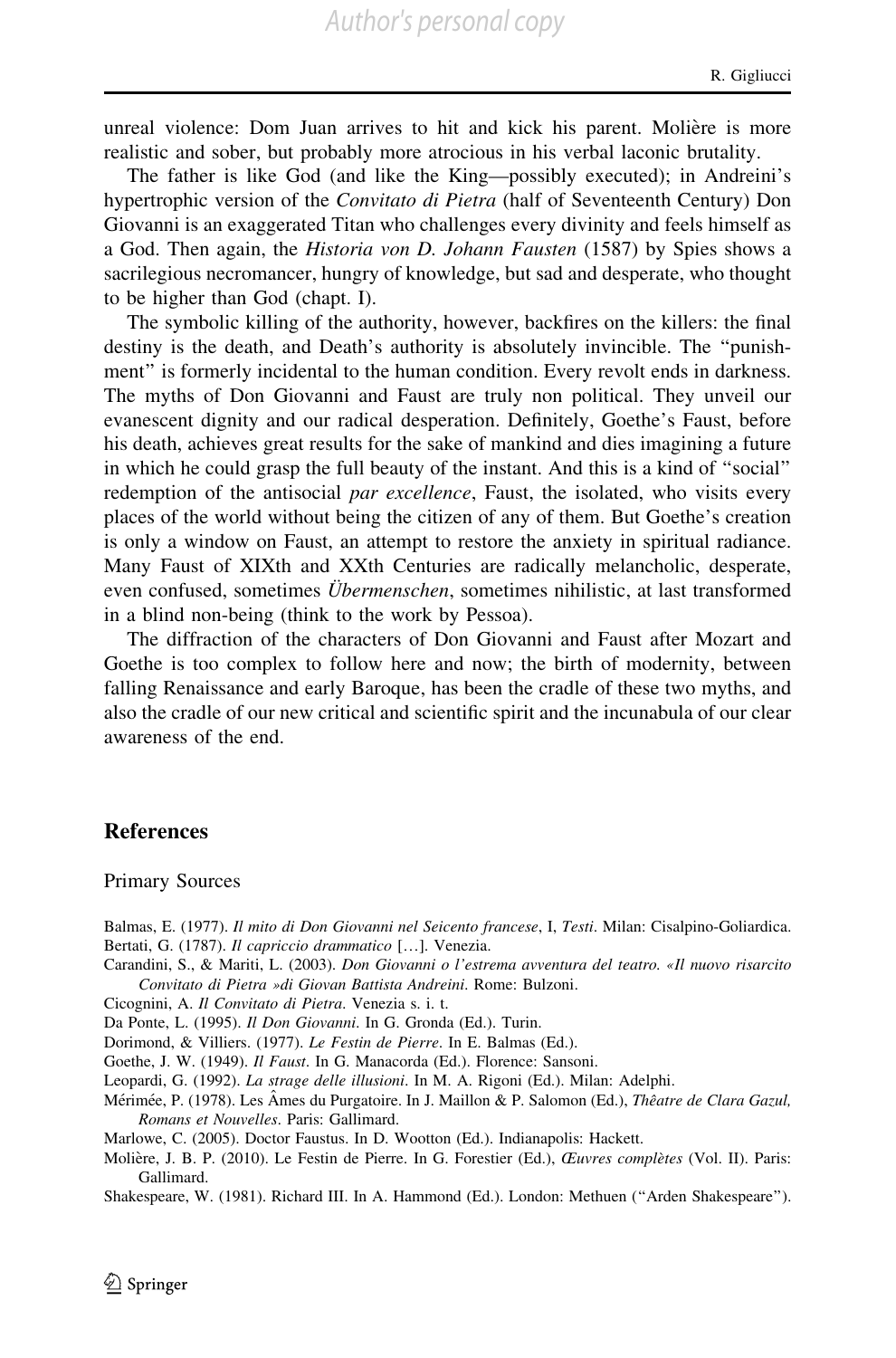unreal violence: Dom Juan arrives to hit and kick his parent. Molière is more realistic and sober, but probably more atrocious in his verbal laconic brutality.

The father is like God (and like the King—possibly executed); in Andreini's hypertrophic version of the *Convitato di Pietra* (half of Seventeenth Century) Don Giovanni is an exaggerated Titan who challenges every divinity and feels himself as a God. Then again, the *Historia von D. Johann Fausten* (1587) by Spies shows a sacrilegious necromancer, hungry of knowledge, but sad and desperate, who thought to be higher than God (chapt. I).

The symbolic killing of the authority, however, backfires on the killers: the final destiny is the death, and Death's authority is absolutely invincible. The "punishment" is formerly incidental to the human condition. Every revolt ends in darkness. The myths of Don Giovanni and Faust are truly non political. They unveil our evanescent dignity and our radical desperation. Definitely, Goethe's Faust, before his death, achieves great results for the sake of mankind and dies imagining a future in which he could grasp the full beauty of the instant. And this is a kind of "social" redemption of the antisocial *par excellence*, Faust, the isolated, who visits every places of the world without being the citizen of any of them. But Goethe's creation is only a window on Faust, an attempt to restore the anxiety in spiritual radiance. Many Faust of XIXth and XXth Centuries are radically melancholic, desperate, even confused, sometimes *Übermenschen*, sometimes nihilistic, at last transformed in a blind non-being (think to the work by Pessoa).

The diffraction of the characters of Don Giovanni and Faust after Mozart and Goethe is too complex to follow here and now; the birth of modernity, between falling Renaissance and early Baroque, has been the cradle of these two myths, and also the cradle of our new critical and scientific spirit and the incunabula of our clear awareness of the end.

## References

### Primary Sources

Balmas, E. (1977). *Il mito di Don Giovanni nel Seicento francese*, I, *Testi*. Milan: Cisalpino-Goliardica.

Bertati, G. (1787). *Il capriccio drammatico* […]. Venezia.

Carandini, S., & Mariti, L. (2003). *Don Giovanni o l'estrema avventura del teatro. «Il nuovo risarcito Convitato di Pietra »di Giovan Battista Andreini*. Rome: Bulzoni.

Cicognini, A. *Il Convitato di Pietra*. Venezia s. i. t.

Da Ponte, L. (1995). *Il Don Giovanni*. In G. Gronda (Ed.). Turin.

Dorimond, & Villiers. (1977). *Le Festin de Pierre*. In E. Balmas (Ed.).

Goethe, J. W. (1949). *Il Faust*. In G. Manacorda (Ed.). Florence: Sansoni.

Leopardi, G. (1992). *La strage delle illusioni*. In M. A. Rigoni (Ed.). Milan: Adelphi.

Mérimée, P. (1978). Les Âmes du Purgatoire. In J. Maillon & P. Salomon (Ed.), *Théatre de Clara Gazul, Romans et Nouvelles*. Paris: Gallimard.

Marlowe, C. (2005). Doctor Faustus. In D. Wootton (Ed.). Indianapolis: Hackett.

Molière, J. B. P. (2010). Le Festin de Pierre. In G. Forestier (Ed.), *Œuvres complètes* (Vol. II). Paris: Gallimard.

Shakespeare, W. (1981). Richard III. In A. Hammond (Ed.). London: Methuen ("Arden Shakespeare").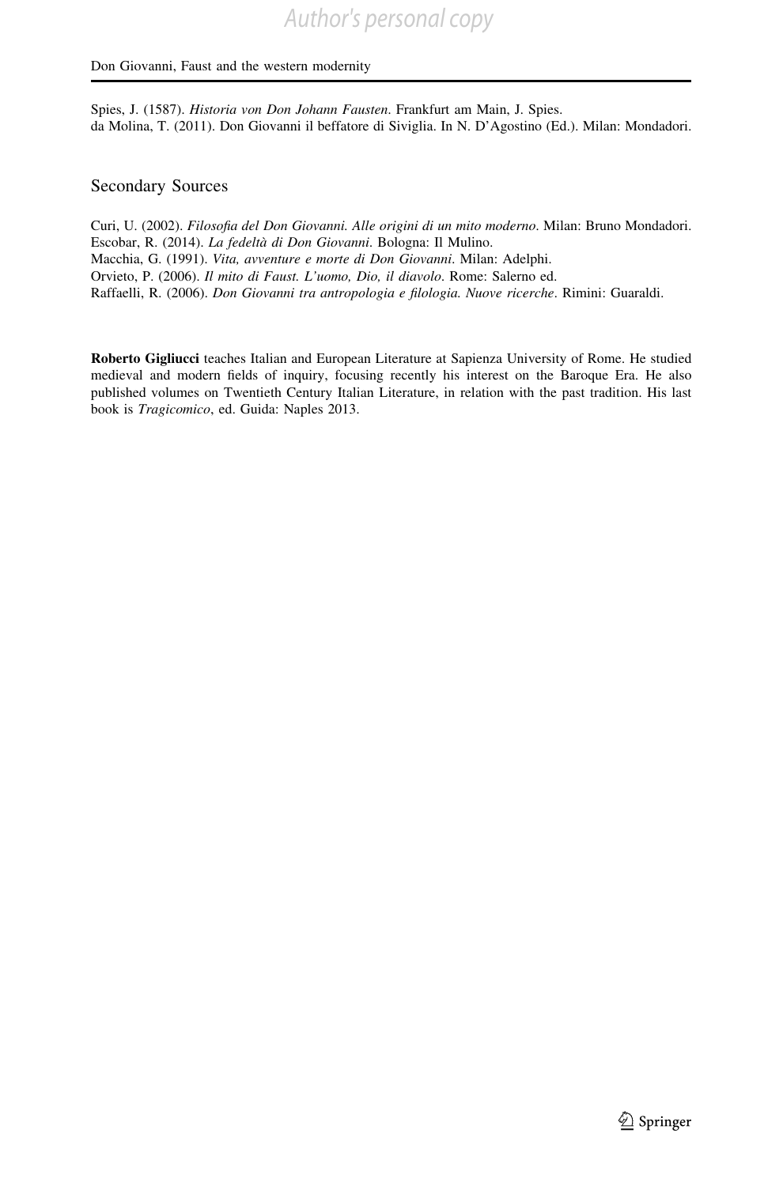Spies, J. (1587). *Historia von Don Johann Fausten*. Frankfurt am Main, J. Spies.
da Molina, T. (2011). Don Giovanni il beffatore di Siviglia. In N. D'Agostino (Ed.). Milan: Mondadori.

## Secondary Sources

Curi, U. (2002). *Filosofia del Don Giovanni. Alle origini di un mito moderno*. Milan: Bruno Mondadori.
Escobar, R. (2014). *La fedeltà di Don Giovanni*. Bologna: Il Mulino.
Macchia, G. (1991). *Vita, avventure e morte di Don Giovanni*. Milan: Adelphi.
Orvieto, P. (2006). *Il mito di Faust. L'uomo, Dio, il diavolo*. Rome: Salerno ed.
Raffaelli, R. (2006). *Don Giovanni tra antropologia e filologia. Nuove ricerche*. Rimini: Guaraldi.

**Roberto Gigliucci** teaches Italian and European Literature at Sapienza University of Rome. He studied medieval and modern fields of inquiry, focusing recently his interest on the Baroque Era. He also published volumes on Twentieth Century Italian Literature, in relation with the past tradition. His last book is *Tragicomico*, ed. Guida: Naples 2013.